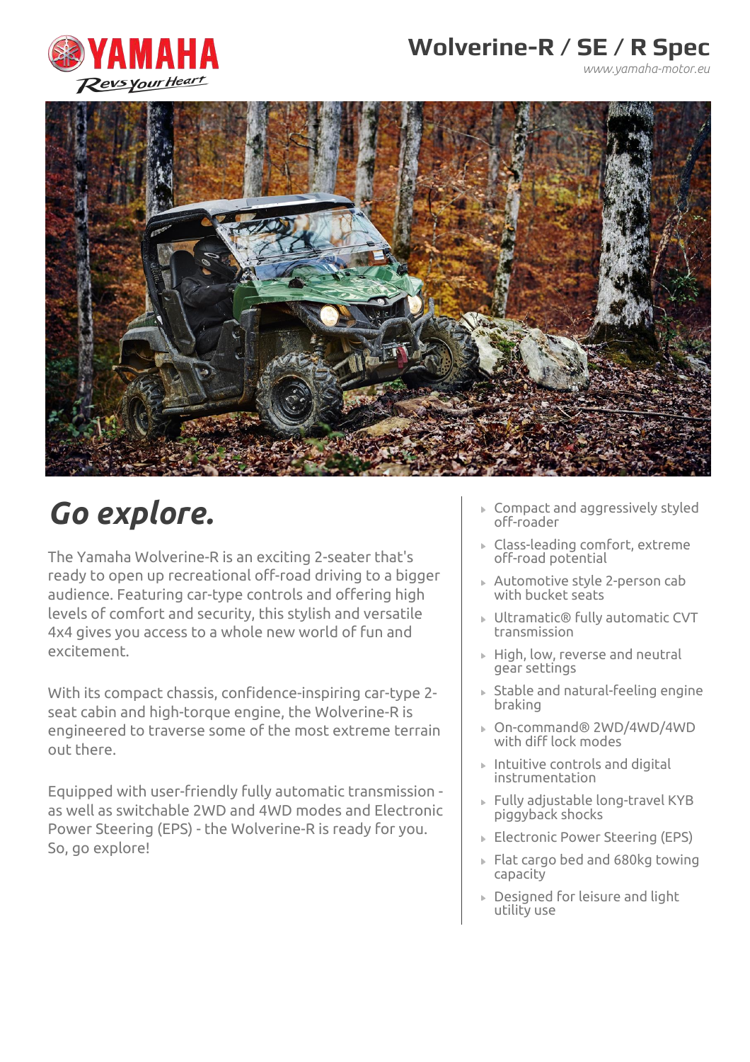# Wolverine-R / SE / R Spec

www.yamaha-motor.eu

## *Go explore.*

The Yamaha Wolverine-R is an exciting 2-seater that's ready to open up recreational off-road driving to a bigger audience. Featuring car-type controls and offering high levels of comfort and security, this stylish and versatile 4x4 gives you access to a whole new world of fun and excitement.

With its compact chassis, confidence-inspiring car-type 2-seat cabin and high-torque engine, the Wolverine-R is engineered to traverse some of the most extreme terrain out there.

Equipped with user-friendly fully automatic transmission - as well as switchable 2WD and 4WD modes and Electronic Power Steering (EPS) - the Wolverine-R is ready for you. So, go explore!

- Compact and aggressively styled off-roader
- Class-leading comfort, extreme off-road potential
- Automotive style 2-person cab with bucket seats
- Ultramatic® fully automatic CVT transmission
- High, low, reverse and neutral gear settings
- Stable and natural-feeling engine braking
- On-command® 2WD/4WD/4WD with diff lock modes
- Intuitive controls and digital instrumentation
- Fully adjustable long-travel KYB piggyback shocks
- Electronic Power Steering (EPS)
- Flat cargo bed and 680kg towing capacity
- Designed for leisure and light utility use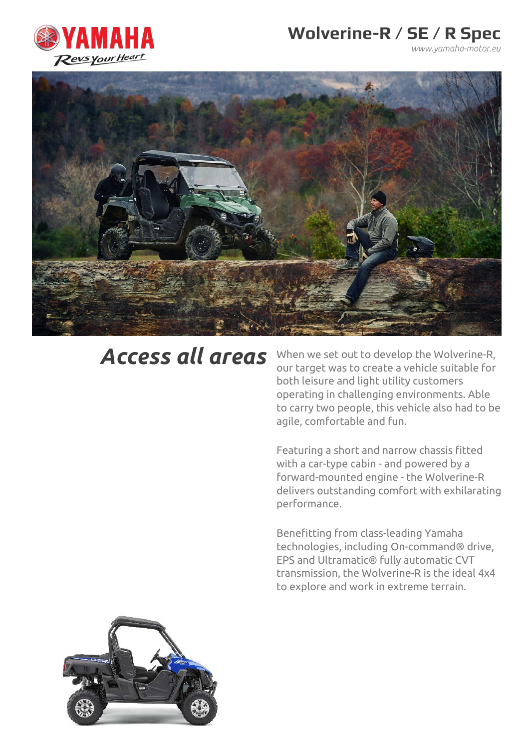# Wolverine-R / SE / R Spec

www.yamaha-motor.eu

## *Access all areas*

When we set out to develop the Wolverine-R, our target was to create a vehicle suitable for both leisure and light utility customers operating in challenging environments. Able to carry two people, this vehicle also had to be agile, comfortable and fun.

Featuring a short and narrow chassis fitted with a car-type cabin - and powered by a forward-mounted engine - the Wolverine-R delivers outstanding comfort with exhilarating performance.

Benefitting from class-leading Yamaha technologies, including On-command® drive, EPS and Ultramatic® fully automatic CVT transmission, the Wolverine-R is the ideal 4x4 to explore and work in extreme terrain.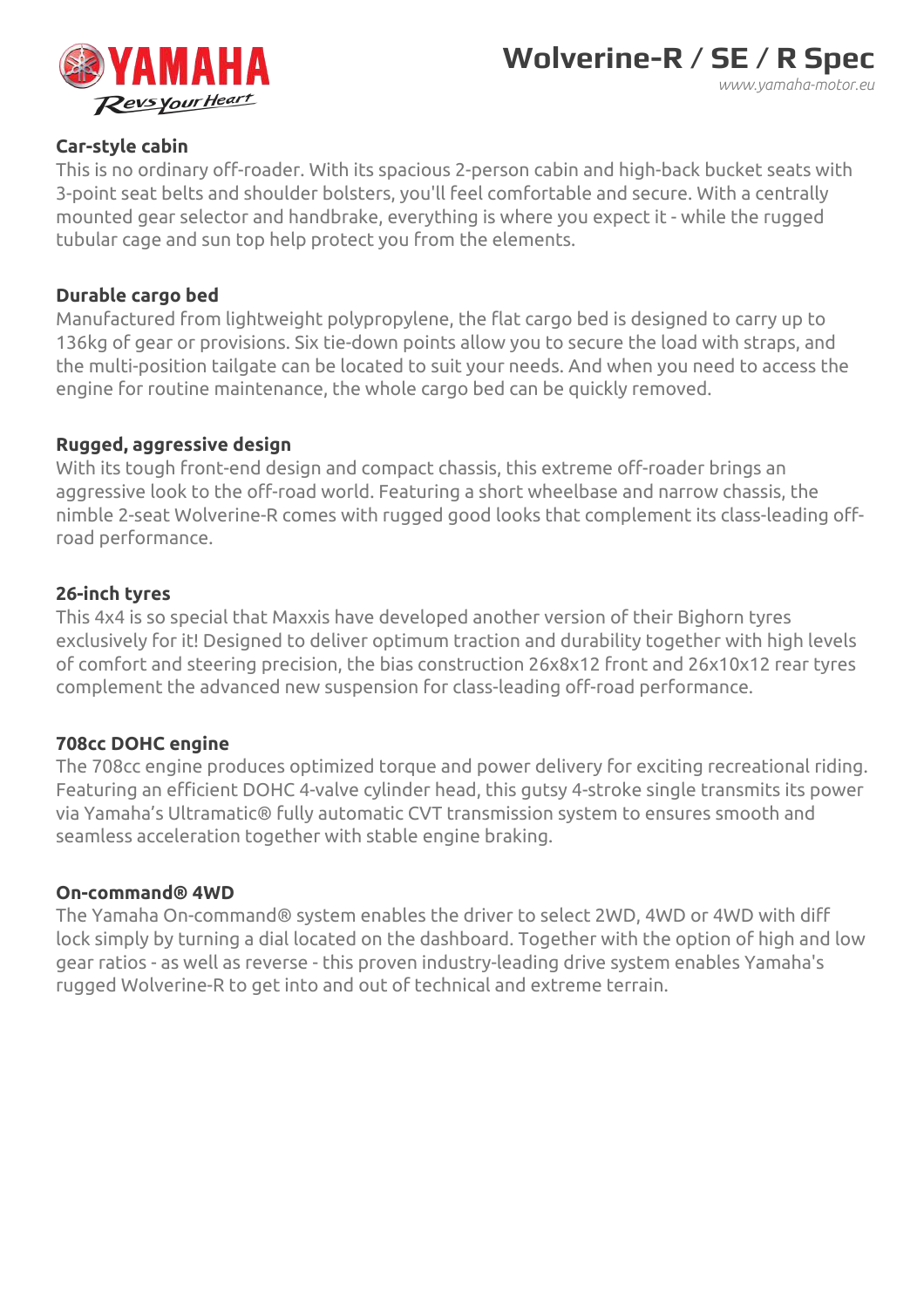## Car-style cabin

This is no ordinary off-roader. With its spacious 2-person cabin and high-back bucket seats with 3-point seat belts and shoulder bolsters, you'll feel comfortable and secure. With a centrally mounted gear selector and handbrake, everything is where you expect it - while the rugged tubular cage and sun top help protect you from the elements.

## Durable cargo bed

Manufactured from lightweight polypropylene, the flat cargo bed is designed to carry up to 136kg of gear or provisions. Six tie-down points allow you to secure the load with straps, and the multi-position tailgate can be located to suit your needs. And when you need to access the engine for routine maintenance, the whole cargo bed can be quickly removed.

## Rugged, aggressive design

With its tough front-end design and compact chassis, this extreme off-roader brings an aggressive look to the off-road world. Featuring a short wheelbase and narrow chassis, the nimble 2-seat Wolverine-R comes with rugged good looks that complement its class-leading off-road performance.

## 26-inch tyres

This 4x4 is so special that Maxxis have developed another version of their Bighorn tyres exclusively for it! Designed to deliver optimum traction and durability together with high levels of comfort and steering precision, the bias construction 26x8x12 front and 26x10x12 rear tyres complement the advanced new suspension for class-leading off-road performance.

## 708cc DOHC engine

The 708cc engine produces optimized torque and power delivery for exciting recreational riding. Featuring an efficient DOHC 4-valve cylinder head, this gutsy 4-stroke single transmits its power via Yamaha's Ultramatic® fully automatic CVT transmission system to ensures smooth and seamless acceleration together with stable engine braking.

## On-command® 4WD

The Yamaha On-command® system enables the driver to select 2WD, 4WD or 4WD with diff lock simply by turning a dial located on the dashboard. Together with the option of high and low gear ratios - as well as reverse - this proven industry-leading drive system enables Yamaha's rugged Wolverine-R to get into and out of technical and extreme terrain.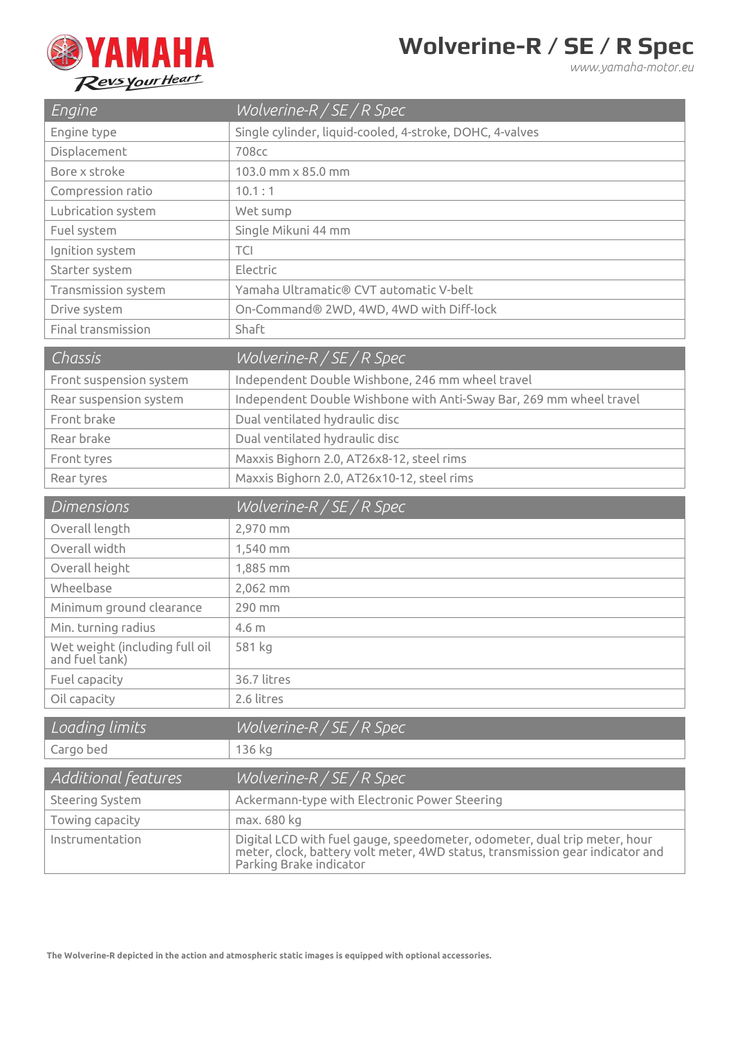# Wolverine-R / SE / R Spec

www.yamaha-motor.eu

| Engine | Wolverine-R / SE / R Spec |
|---|---|
| Engine type | Single cylinder, liquid-cooled, 4-stroke, DOHC, 4-valves |
| Displacement | 708cc |
| Bore x stroke | 103.0 mm x 85.0 mm |
| Compression ratio | 10.1 : 1 |
| Lubrication system | Wet sump |
| Fuel system | Single Mikuni 44 mm |
| Ignition system | TCI |
| Starter system | Electric |
| Transmission system | Yamaha Ultramatic® CVT automatic V-belt |
| Drive system | On-Command® 2WD, 4WD, 4WD with Diff-lock |
| Final transmission | Shaft |

| Chassis | Wolverine-R / SE / R Spec |
|---|---|
| Front suspension system | Independent Double Wishbone, 246 mm wheel travel |
| Rear suspension system | Independent Double Wishbone with Anti-Sway Bar, 269 mm wheel travel |
| Front brake | Dual ventilated hydraulic disc |
| Rear brake | Dual ventilated hydraulic disc |
| Front tyres | Maxxis Bighorn 2.0, AT26x8-12, steel rims |
| Rear tyres | Maxxis Bighorn 2.0, AT26x10-12, steel rims |

| Dimensions | Wolverine-R / SE / R Spec |
|---|---|
| Overall length | 2,970 mm |
| Overall width | 1,540 mm |
| Overall height | 1,885 mm |
| Wheelbase | 2,062 mm |
| Minimum ground clearance | 290 mm |
| Min. turning radius | 4.6 m |
| Wet weight (including full oil and fuel tank) | 581 kg |
| Fuel capacity | 36.7 litres |
| Oil capacity | 2.6 litres |

| Loading limits | Wolverine-R / SE / R Spec |
|---|---|
| Cargo bed | 136 kg |

| Additional features | Wolverine-R / SE / R Spec |
|---|---|
| Steering System | Ackermann-type with Electronic Power Steering |
| Towing capacity | max. 680 kg |
| Instrumentation | Digital LCD with fuel gauge, speedometer, odometer, dual trip meter, hour meter, clock, battery volt meter, 4WD status, transmission gear indicator and Parking Brake indicator |

**The Wolverine-R depicted in the action and atmospheric static images is equipped with optional accessories.**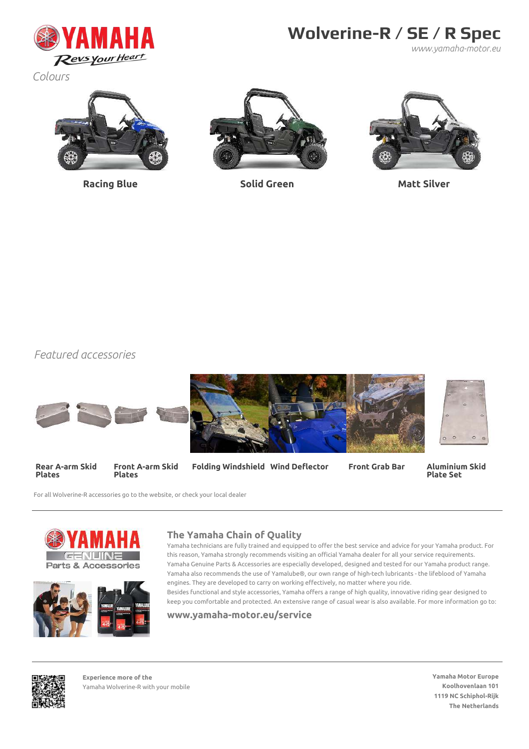# Wolverine-R / SE / R Spec

www.yamaha-motor.eu

*Colours*

**Racing Blue**

**Solid Green**

**Matt Silver**

*Featured accessories*

**Rear A-arm Skid Plates**

**Front A-arm Skid Plates**

**Folding Windshield**

**Wind Deflector**

**Front Grab Bar**

**Aluminium Skid Plate Set**

For all Wolverine-R accessories go to the website, or check your local dealer

## The Yamaha Chain of Quality

Yamaha technicians are fully trained and equipped to offer the best service and advice for your Yamaha product. For this reason, Yamaha strongly recommends visiting an official Yamaha dealer for all your service requirements. Yamaha Genuine Parts & Accessories are especially developed, designed and tested for our Yamaha product range. Yamaha also recommends the use of Yamalube®, our own range of high-tech lubricants - the lifeblood of Yamaha engines. They are developed to carry on working effectively, no matter where you ride.
Besides functional and style accessories, Yamaha offers a range of high quality, innovative riding gear designed to keep you comfortable and protected. An extensive range of casual wear is also available. For more information go to:

**www.yamaha-motor.eu/service**

**Experience more of the**
Yamaha Wolverine-R with your mobile

**Yamaha Motor Europe**
**Koolhovenlaan 101**
**1119 NC Schiphol-Rijk**
**The Netherlands**